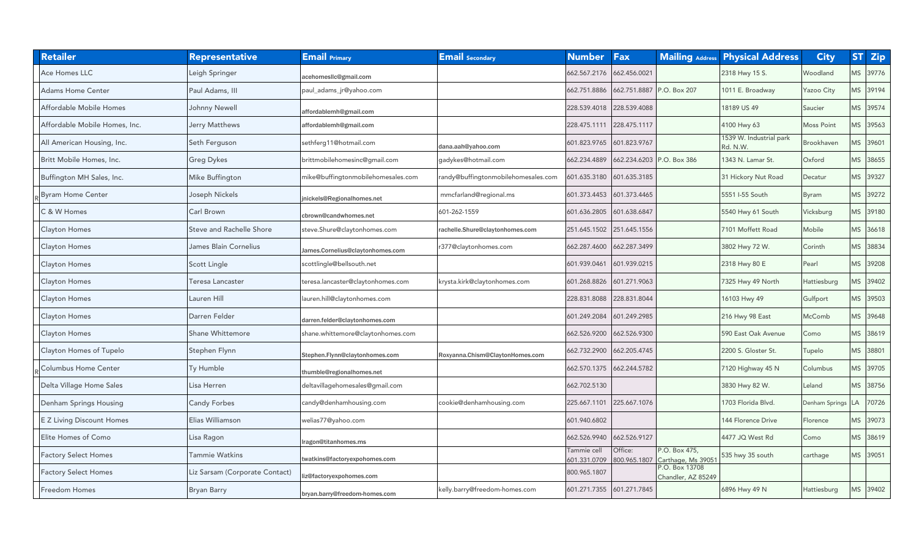| Retailer | Representative | Email Primary | Email Secondary | Number | Fax | Mailing Address | Physical Address | City | ST | Zip |
|---|---|---|---|---|---|---|---|---|---|---|
| Ace Homes LLC | Leigh Springer | acehomesllc@gmail.com | | 662.567.2176 | 662.456.0021 | | 2318 Hwy 15 S. | Woodland | MS | 39776 |
| Adams Home Center | Paul Adams, III | paul_adams_jr@yahoo.com | | 662.751.8886 | 662.751.8887 | P.O. Box 207 | 1011 E. Broadway | Yazoo City | MS | 39194 |
| Affordable Mobile Homes | Johnny Newell | affordablemh@gmail.com | | 228.539.4018 | 228.539.4088 | | 18189 US 49 | Saucier | MS | 39574 |
| Affordable Mobile Homes, Inc. | Jerry Matthews | affordablemh@gmail.com | | 228.475.1111 | 228.475.1117 | | 4100 Hwy 63 | Moss Point | MS | 39563 |
| All American Housing, Inc. | Seth Ferguson | sethferg11@hotmail.com | dana.aah@yahoo.com | 601.823.9765 | 601.823.9767 | | 1539 W. Industrial park Rd. N.W. | Brookhaven | MS | 39601 |
| Britt Mobile Homes, Inc. | Greg Dykes | brittmobilehomesinc@gmail.com | gadykes@hotmail.com | 662.234.4889 | 662.234.6203 | P.O. Box 386 | 1343 N. Lamar St. | Oxford | MS | 38655 |
| Buffington MH Sales, Inc. | Mike Buffington | mike@buffingtonmobilehomesales.com | randy@buffingtonmobilehomesales.com | 601.635.3180 | 601.635.3185 | | 31 Hickory Nut Road | Decatur | MS | 39327 |
| R Byram Home Center | Joseph Nickels | jnickels@Regionalhomes.net | mmcfarland@regional.ms | 601.373.4453 | 601.373.4465 | | 5551 I-55 South | Byram | MS | 39272 |
| C & W Homes | Carl Brown | cbrown@candwhomes.net | 601-262-1559 | 601.636.2805 | 601.638.6847 | | 5540 Hwy 61 South | Vicksburg | MS | 39180 |
| Clayton Homes | Steve and Rachelle Shore | steve.Shure@claytonhomes.com | rachelle.Shure@claytonhomes.com | 251.645.1502 | 251.645.1556 | | 7101 Moffett Road | Mobile | MS | 36618 |
| Clayton Homes | James Blain Cornelius | James.Cornelius@claytonhomes.com | r377@claytonhomes.com | 662.287.4600 | 662.287.3499 | | 3802 Hwy 72 W. | Corinth | MS | 38834 |
| Clayton Homes | Scott Lingle | scottlingle@bellsouth.net | | 601.939.0461 | 601.939.0215 | | 2318 Hwy 80 E | Pearl | MS | 39208 |
| Clayton Homes | Teresa Lancaster | teresa.lancaster@claytonhomes.com | krysta.kirk@claytonhomes.com | 601.268.8826 | 601.271.9063 | | 7325 Hwy 49 North | Hattiesburg | MS | 39402 |
| Clayton Homes | Lauren Hill | lauren.hill@claytonhomes.com | | 228.831.8088 | 228.831.8044 | | 16103 Hwy 49 | Gulfport | MS | 39503 |
| Clayton Homes | Darren Felder | darren.felder@claytonhomes.com | | 601.249.2084 | 601.249.2985 | | 216 Hwy 98 East | McComb | MS | 39648 |
| Clayton Homes | Shane Whittemore | shane.whittemore@claytonhomes.com | | 662.526.9200 | 662.526.9300 | | 590 East Oak Avenue | Como | MS | 38619 |
| Clayton Homes of Tupelo | Stephen Flynn | Stephen.Flynn@claytonhomes.com | Roxyanna.Chism@ClaytonHomes.com | 662.732.2900 | 662.205.4745 | | 2200 S. Gloster St. | Tupelo | MS | 38801 |
| R Columbus Home Center | Ty Humble | thumble@regionalhomes.net | | 662.570.1375 | 662.244.5782 | | 7120 Highway 45 N | Columbus | MS | 39705 |
| Delta Village Home Sales | Lisa Herren | deltavillagehomesales@gmail.com | | 662.702.5130 | | | 3830 Hwy 82 W. | Leland | MS | 38756 |
| Denham Springs Housing | Candy Forbes | candy@denhamhousing.com | cookie@denhamhousing.com | 225.667.1101 | 225.667.1076 | | 1703 Florida Blvd. | Denham Springs | LA | 70726 |
| E Z Living Discount Homes | Elias Williamson | welias77@yahoo.com | | 601.940.6802 | | | 144 Florence Drive | Florence | MS | 39073 |
| Elite Homes of Como | Lisa Ragon | lragon@titanhomes.ms | | 662.526.9940 | 662.526.9127 | | 4477 JQ West Rd | Como | MS | 38619 |
| Factory Select Homes | Tammie Watkins | twatkins@factoryexpohomes.com | | Tammie cell 601.331.0709 | Office: 800.965.1807 | P.O. Box 475, Carthage, Ms 39051 | 535 hwy 35 south | carthage | MS | 39051 |
| Factory Select Homes | Liz Sarsam (Corporate Contact) | liz@factoryexpohomes.com | | 800.965.1807 | | P.O. Box 13708 Chandler, AZ 85249 | | | | |
| Freedom Homes | Bryan Barry | bryan.barry@freedom-homes.com | kelly.barry@freedom-homes.com | 601.271.7355 | 601.271.7845 | | 6896 Hwy 49 N | Hattiesburg | MS | 39402 |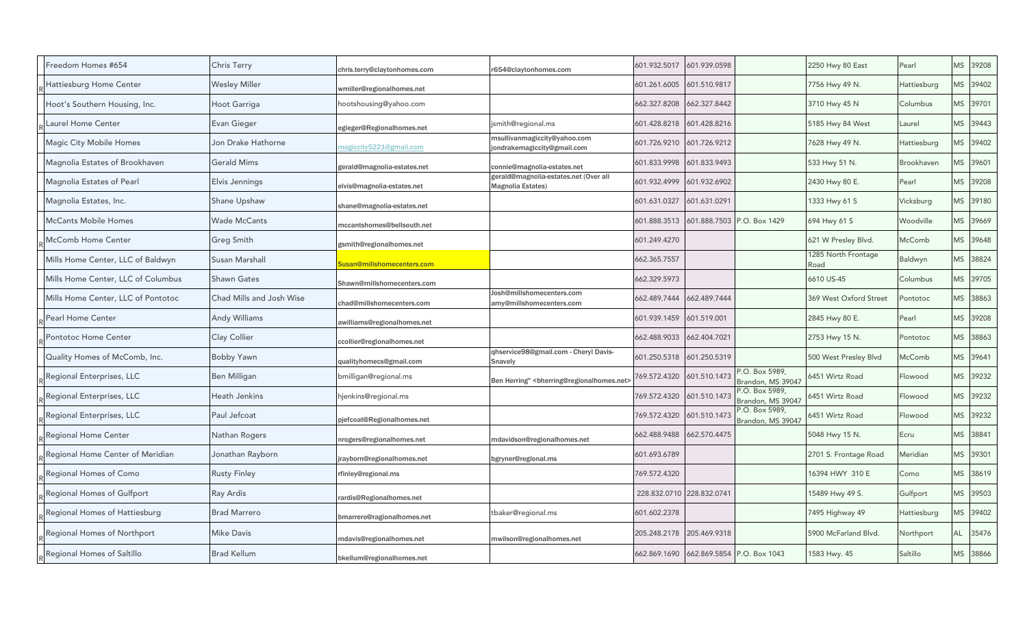| | | | | | | | | | | |
|---|---|---|---|---|---|---|---|---|---|---|
| | Freedom Homes #654 | Chris Terry | chris.terry@claytonhomes.com | r654@claytonhomes.com | 601.932.5017 | 601.939.0598 | | 2250 Hwy 80 East | Pearl | MS | 39208 |
| R | Hattiesburg Home Center | Wesley Miller | wmiller@regionalhomes.net | | 601.261.6005 | 601.510.9817 | | 7756 Hwy 49 N. | Hattiesburg | MS | 39402 |
| | Hoot's Southern Housing, Inc. | Hoot Garriga | hootshousing@yahoo.com | | 662.327.8208 | 662.327.8442 | | 3710 Hwy 45 N | Columbus | MS | 39701 |
| R | Laurel Home Center | Evan Gieger | egieger@Regionalhomes.net | jsmith@regional.ms | 601.428.8218 | 601.428.8216 | | 5185 Hwy 84 West | Laurel | MS | 39443 |
| | Magic City Mobile Homes | Jon Drake Hathorne | magiccity5221@gmail.com | msullivanmagiccity@yahoo.com jondrakemagiccity@gmail.com | 601.726.9210 | 601.726.9212 | | 7628 Hwy 49 N. | Hattiesburg | MS | 39402 |
| | Magnolia Estates of Brookhaven | Gerald Mims | gerald@magnolia-estates.net | connie@magnolia-estates.net | 601.833.9998 | 601.833.9493 | | 533 Hwy 51 N. | Brookhaven | MS | 39601 |
| | Magnolia Estates of Pearl | Elvis Jennings | elvis@magnolia-estates.net | gerald@magnolia-estates.net (Over all Magnolia Estates) | 601.932.4999 | 601.932.6902 | | 2430 Hwy 80 E. | Pearl | MS | 39208 |
| | Magnolia Estates, Inc. | Shane Upshaw | shane@magnolia-estates.net | | 601.631.0327 | 601.631.0291 | | 1333 Hwy 61 S | Vicksburg | MS | 39180 |
| | McCants Mobile Homes | Wade McCants | mccantshomes@bellsouth.net | | 601.888.3513 | 601.888.7503 | P.O. Box 1429 | 694 Hwy 61 S | Woodville | MS | 39669 |
| R | McComb Home Center | Greg Smith | gsmith@regionalhomes.net | | 601.249.4270 | | | 621 W Presley Blvd. | McComb | MS | 39648 |
| | Mills Home Center, LLC of Baldwyn | Susan Marshall | Susan@millshomecenters.com | | 662.365.7557 | | | 1285 North Frontage Road | Baldwyn | MS | 38824 |
| | Mills Home Center, LLC of Columbus | Shawn Gates | Shawn@millshomecenters.com | | 662.329.5973 | | | 6610 US-45 | Columbus | MS | 39705 |
| | Mills Home Center, LLC of Pontotoc | Chad Mills and Josh Wise | chad@millshomecenters.com | Josh@millshomecenters.com amy@millshomecenters.com | 662.489.7444 | 662.489.7444 | | 369 West Oxford Street | Pontotoc | MS | 38863 |
| R | Pearl Home Center | Andy Williams | awilliams@regionalhomes.net | | 601.939.1459 | 601.519.001 | | 2845 Hwy 80 E. | Pearl | MS | 39208 |
| R | Pontotoc Home Center | Clay Collier | ccollier@regionalhomes.net | | 662.488.9033 | 662.404.7021 | | 2753 Hwy 15 N. | Pontotoc | MS | 38863 |
| | Quality Homes of McComb, Inc. | Bobby Yawn | qualityhomecs@gmail.com | qhservice98@gmail.com - Cheryl Davis-Snavely | 601.250.5318 | 601.250.5319 | | 500 West Presley Blvd | McComb | MS | 39641 |
| R | Regional Enterprises, LLC | Ben Milligan | bmilligan@regional.ms | Ben Herring" <bherring@regionalhomes.net> | 769.572.4320 | 601.510.1473 | P.O. Box 5989, Brandon, MS 39047 | 6451 Wirtz Road | Flowood | MS | 39232 |
| R | Regional Enterprises, LLC | Heath Jenkins | hjenkins@regional.ms | | 769.572.4320 | 601.510.1473 | P.O. Box 5989, Brandon, MS 39047 | 6451 Wirtz Road | Flowood | MS | 39232 |
| R | Regional Enterprises, LLC | Paul Jefcoat | pjefcoat@Regionalhomes.net | | 769.572.4320 | 601.510.1473 | P.O. Box 5989, Brandon, MS 39047 | 6451 Wirtz Road | Flowood | MS | 39232 |
| R | Regional Home Center | Nathan Rogers | nrogers@regionalhomes.net | mdavidson@regionalhomes.net | 662.488.9488 | 662.570.4475 | | 5048 Hwy 15 N. | Ecru | MS | 38841 |
| R | Regional Home Center of Meridian | Jonathan Rayborn | jrayborn@regionalhomes.net | bgryner@regional.ms | 601.693.6789 | | | 2701 S. Frontage Road | Meridian | MS | 39301 |
| R | Regional Homes of Como | Rusty Finley | rfinley@regional.ms | | 769.572.4320 | | | 16394 HWY 310 E | Como | MS | 38619 |
| R | Regional Homes of Gulfport | Ray Ardis | rardis@Regionalhomes.net | | 228.832.0710 | 228.832.0741 | | 15489 Hwy 49 S. | Gulfport | MS | 39503 |
| R | Regional Homes of Hattiesburg | Brad Marrero | bmarrero@ragionalhomes.net | tbaker@regional.ms | 601.602.2378 | | | 7495 Highway 49 | Hattiesburg | MS | 39402 |
| R | Regional Homes of Northport | Mike Davis | mdavis@regionalhomes.net | mwilson@regionalhomes.net | 205.248.2178 | 205.469.9318 | | 5900 McFarland Blvd. | Northport | AL | 35476 |
| R | Regional Homes of Saltillo | Brad Kellum | bkellum@regionalhomes.net | | 662.869.1690 | 662.869.5854 | P.O. Box 1043 | 1583 Hwy. 45 | Saltillo | MS | 38866 |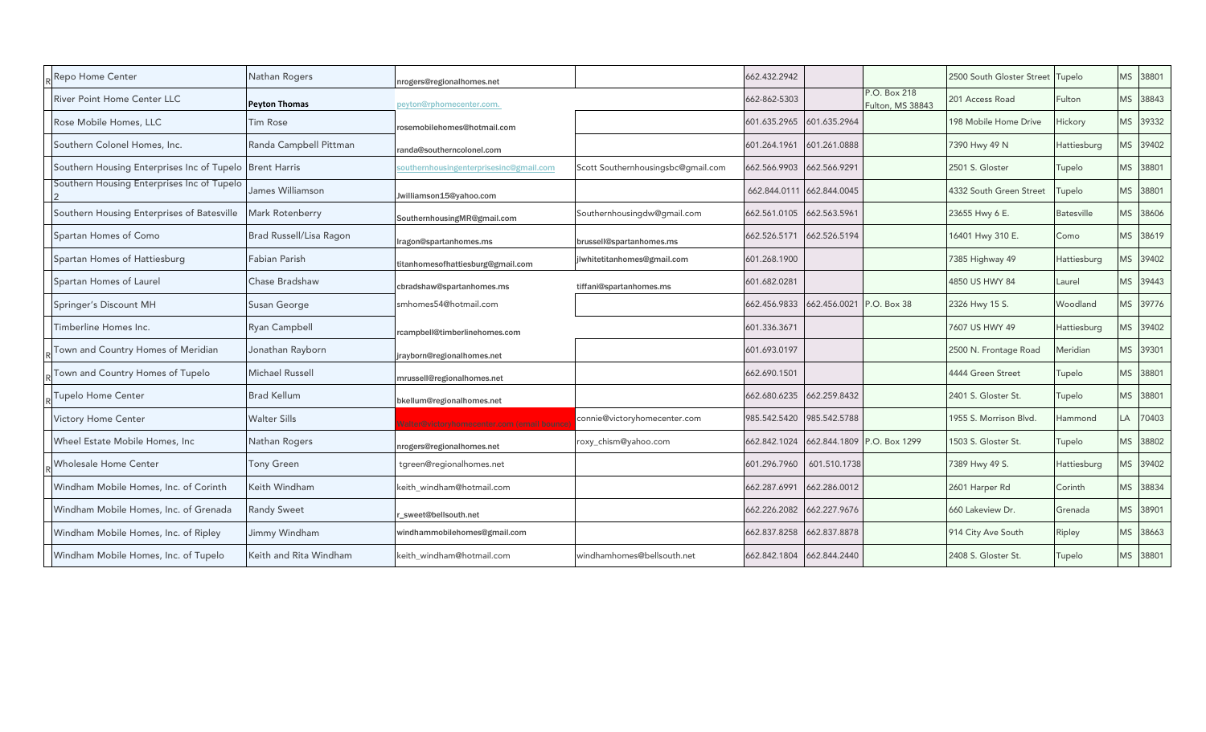| | | | | | | | | | | | |
|---|---|---|---|---|---|---|---|---|---|---|---|
| R | Repo Home Center | Nathan Rogers | nrogers@regionalhomes.net | | 662.432.2942 | | | 2500 South Gloster Street | Tupelo | MS | 38801 |
| | River Point Home Center LLC | **Peyton Thomas** | peyton@rphomecenter.com. | | 662-862-5303 | | P.O. Box 218 Fulton, MS 38843 | 201 Access Road | Fulton | MS | 38843 |
| | Rose Mobile Homes, LLC | Tim Rose | rosemobilehomes@hotmail.com | | 601.635.2965 | 601.635.2964 | | 198 Mobile Home Drive | Hickory | MS | 39332 |
| | Southern Colonel Homes, Inc. | Randa Campbell Pittman | randa@southerncolonel.com | | 601.264.1961 | 601.261.0888 | | 7390 Hwy 49 N | Hattiesburg | MS | 39402 |
| | Southern Housing Enterprises Inc of Tupelo | Brent Harris | southernhousingenterprisesinc@gmail.com | Scott Southernhousingsbc@gmail.com | 662.566.9903 | 662.566.9291 | | 2501 S. Gloster | Tupelo | MS | 38801 |
| | Southern Housing Enterprises Inc of Tupelo 2 | James Williamson | Jwilliamson15@yahoo.com | | 662.844.0111 | 662.844.0045 | | 4332 South Green Street | Tupelo | MS | 38801 |
| | Southern Housing Enterprises of Batesville | Mark Rotenberry | SouthernhousingMR@gmail.com | Southernhousingdw@gmail.com | 662.561.0105 | 662.563.5961 | | 23655 Hwy 6 E. | Batesville | MS | 38606 |
| | Spartan Homes of Como | Brad Russell/Lisa Ragon | lragon@spartanhomes.ms | brussell@spartanhomes.ms | 662.526.5171 | 662.526.5194 | | 16401 Hwy 310 E. | Como | MS | 38619 |
| | Spartan Homes of Hattiesburg | Fabian Parish | titanhomesofhattiesburg@gmail.com | jlwhitetitanhomes@gmail.com | 601.268.1900 | | | 7385 Highway 49 | Hattiesburg | MS | 39402 |
| | Spartan Homes of Laurel | Chase Bradshaw | cbradshaw@spartanhomes.ms | tiffani@spartanhomes.ms | 601.682.0281 | | | 4850 US HWY 84 | Laurel | MS | 39443 |
| | Springer's Discount MH | Susan George | smhomes54@hotmail.com | | 662.456.9833 | 662.456.0021 | P.O. Box 38 | 2326 Hwy 15 S. | Woodland | MS | 39776 |
| | Timberline Homes Inc. | Ryan Campbell | rcampbell@timberlinehomes.com | | 601.336.3671 | | | 7607 US HWY 49 | Hattiesburg | MS | 39402 |
| R | Town and Country Homes of Meridian | Jonathan Rayborn | jrayborn@regionalhomes.net | | 601.693.0197 | | | 2500 N. Frontage Road | Meridian | MS | 39301 |
| R | Town and Country Homes of Tupelo | Michael Russell | mrussell@regionalhomes.net | | 662.690.1501 | | | 4444 Green Street | Tupelo | MS | 38801 |
| R | Tupelo Home Center | Brad Kellum | bkellum@regionalhomes.net | | 662.680.6235 | 662.259.8432 | | 2401 S. Gloster St. | Tupelo | MS | 38801 |
| | Victory Home Center | Walter Sills | Walter@victoryhomecenter.com email bounced | connie@victoryhomecenter.com | 985.542.5420 | 985.542.5788 | | 1955 S. Morrison Blvd. | Hammond | LA | 70403 |
| | Wheel Estate Mobile Homes, Inc | Nathan Rogers | nrogers@regionalhomes.net | roxy_chism@yahoo.com | 662.842.1024 | 662.844.1809 | P.O. Box 1299 | 1503 S. Gloster St. | Tupelo | MS | 38802 |
| R | Wholesale Home Center | Tony Green | tgreen@regionalhomes.net | | 601.296.7960 | 601.510.1738 | | 7389 Hwy 49 S. | Hattiesburg | MS | 39402 |
| | Windham Mobile Homes, Inc. of Corinth | Keith Windham | keith_windham@hotmail.com | | 662.287.6991 | 662.286.0012 | | 2601 Harper Rd | Corinth | MS | 38834 |
| | Windham Mobile Homes, Inc. of Grenada | Randy Sweet | r_sweet@bellsouth.net | | 662.226.2082 | 662.227.9676 | | 660 Lakeview Dr. | Grenada | MS | 38901 |
| | Windham Mobile Homes, Inc. of Ripley | Jimmy Windham | windhammobilehomes@gmail.com | | 662.837.8258 | 662.837.8878 | | 914 City Ave South | Ripley | MS | 38663 |
| | Windham Mobile Homes, Inc. of Tupelo | Keith and Rita Windham | keith_windham@hotmail.com | windhamhomes@bellsouth.net | 662.842.1804 | 662.844.2440 | | 2408 S. Gloster St. | Tupelo | MS | 38801 |